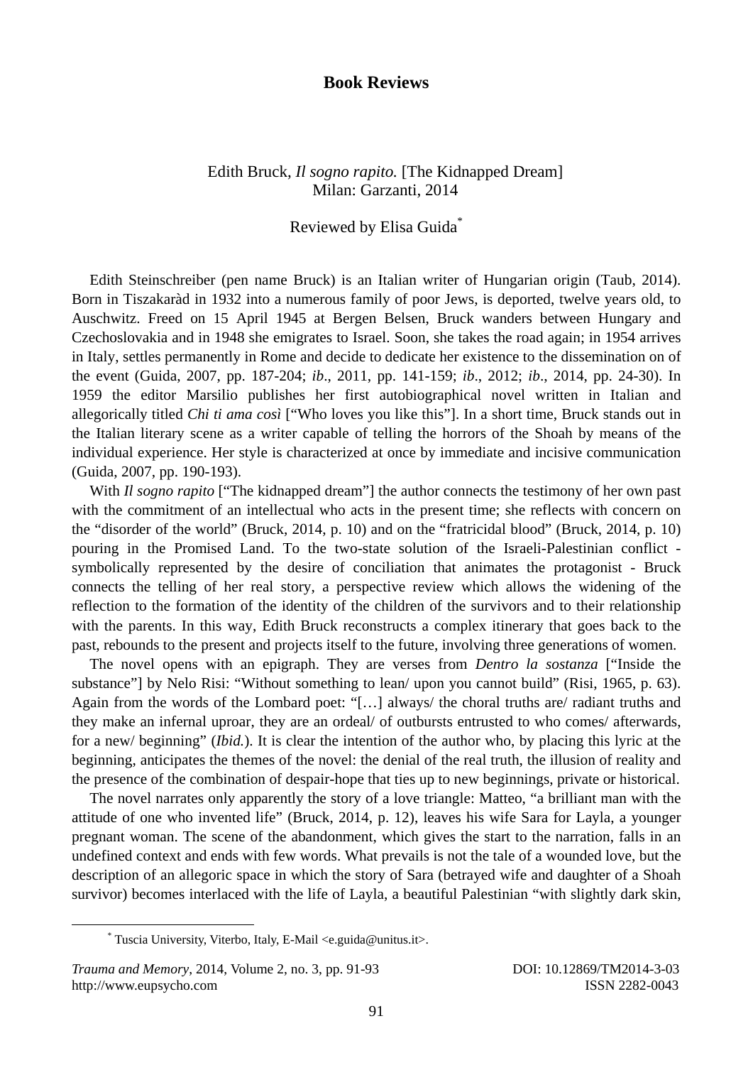# Book Reviews

Edith Bruck, *Il sogno rapito.* [The Kidnapped Dream]
Milan: Garzanti, 2014

Reviewed by Elisa Guida[*]

Edith Steinschreiber (pen name Bruck) is an Italian writer of Hungarian origin (Taub, 2014). Born in Tiszakaràd in 1932 into a numerous family of poor Jews, is deported, twelve years old, to Auschwitz. Freed on 15 April 1945 at Bergen Belsen, Bruck wanders between Hungary and Czechoslovakia and in 1948 she emigrates to Israel. Soon, she takes the road again; in 1954 arrives in Italy, settles permanently in Rome and decide to dedicate her existence to the dissemination on of the event (Guida, 2007, pp. 187-204; *ib*., 2011, pp. 141-159; *ib*., 2012; *ib*., 2014, pp. 24-30). In 1959 the editor Marsilio publishes her first autobiographical novel written in Italian and allegorically titled *Chi ti ama così* ["Who loves you like this"]. In a short time, Bruck stands out in the Italian literary scene as a writer capable of telling the horrors of the Shoah by means of the individual experience. Her style is characterized at once by immediate and incisive communication (Guida, 2007, pp. 190-193).

With *Il sogno rapito* ["The kidnapped dream"] the author connects the testimony of her own past with the commitment of an intellectual who acts in the present time; she reflects with concern on the "disorder of the world" (Bruck, 2014, p. 10) and on the "fratricidal blood" (Bruck, 2014, p. 10) pouring in the Promised Land. To the two-state solution of the Israeli-Palestinian conflict - symbolically represented by the desire of conciliation that animates the protagonist - Bruck connects the telling of her real story, a perspective review which allows the widening of the reflection to the formation of the identity of the children of the survivors and to their relationship with the parents. In this way, Edith Bruck reconstructs a complex itinerary that goes back to the past, rebounds to the present and projects itself to the future, involving three generations of women.

The novel opens with an epigraph. They are verses from *Dentro la sostanza* ["Inside the substance"] by Nelo Risi: "Without something to lean/ upon you cannot build" (Risi, 1965, p. 63). Again from the words of the Lombard poet: "[…] always/ the choral truths are/ radiant truths and they make an infernal uproar, they are an ordeal/ of outbursts entrusted to who comes/ afterwards, for a new/ beginning" (*Ibid.*). It is clear the intention of the author who, by placing this lyric at the beginning, anticipates the themes of the novel: the denial of the real truth, the illusion of reality and the presence of the combination of despair-hope that ties up to new beginnings, private or historical.

The novel narrates only apparently the story of a love triangle: Matteo, "a brilliant man with the attitude of one who invented life" (Bruck, 2014, p. 12), leaves his wife Sara for Layla, a younger pregnant woman. The scene of the abandonment, which gives the start to the narration, falls in an undefined context and ends with few words. What prevails is not the tale of a wounded love, but the description of an allegoric space in which the story of Sara (betrayed wife and daughter of a Shoah survivor) becomes interlaced with the life of Layla, a beautiful Palestinian "with slightly dark skin,

[*] Tuscia University, Viterbo, Italy, E-Mail <e.guida@unitus.it>.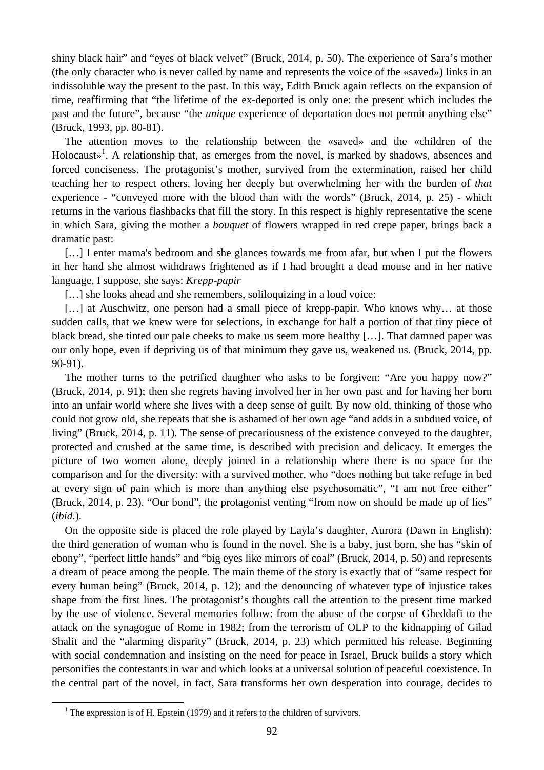shiny black hair" and "eyes of black velvet" (Bruck, 2014, p. 50). The experience of Sara's mother (the only character who is never called by name and represents the voice of the «saved») links in an indissoluble way the present to the past. In this way, Edith Bruck again reflects on the expansion of time, reaffirming that "the lifetime of the ex-deported is only one: the present which includes the past and the future", because "the *unique* experience of deportation does not permit anything else" (Bruck, 1993, pp. 80-81).

The attention moves to the relationship between the «saved» and the «children of the Holocaust»[1]. A relationship that, as emerges from the novel, is marked by shadows, absences and forced conciseness. The protagonist's mother, survived from the extermination, raised her child teaching her to respect others, loving her deeply but overwhelming her with the burden of *that* experience - "conveyed more with the blood than with the words" (Bruck, 2014, p. 25) - which returns in the various flashbacks that fill the story. In this respect is highly representative the scene in which Sara, giving the mother a *bouquet* of flowers wrapped in red crepe paper, brings back a dramatic past:

[…] I enter mama's bedroom and she glances towards me from afar, but when I put the flowers in her hand she almost withdraws frightened as if I had brought a dead mouse and in her native language, I suppose, she says: *Krepp-papir*

[…] she looks ahead and she remembers, soliloquizing in a loud voice:

[…] at Auschwitz, one person had a small piece of krepp-papir. Who knows why… at those sudden calls, that we knew were for selections, in exchange for half a portion of that tiny piece of black bread, she tinted our pale cheeks to make us seem more healthy […]. That damned paper was our only hope, even if depriving us of that minimum they gave us, weakened us. (Bruck, 2014, pp. 90-91).

The mother turns to the petrified daughter who asks to be forgiven: "Are you happy now?" (Bruck, 2014, p. 91); then she regrets having involved her in her own past and for having her born into an unfair world where she lives with a deep sense of guilt. By now old, thinking of those who could not grow old, she repeats that she is ashamed of her own age "and adds in a subdued voice, of living" (Bruck, 2014, p. 11). The sense of precariousness of the existence conveyed to the daughter, protected and crushed at the same time, is described with precision and delicacy. It emerges the picture of two women alone, deeply joined in a relationship where there is no space for the comparison and for the diversity: with a survived mother, who "does nothing but take refuge in bed at every sign of pain which is more than anything else psychosomatic", "I am not free either" (Bruck, 2014, p. 23). "Our bond", the protagonist venting "from now on should be made up of lies" (*ibid.*).

On the opposite side is placed the role played by Layla's daughter, Aurora (Dawn in English): the third generation of woman who is found in the novel. She is a baby, just born, she has "skin of ebony", "perfect little hands" and "big eyes like mirrors of coal" (Bruck, 2014, p. 50) and represents a dream of peace among the people. The main theme of the story is exactly that of "same respect for every human being" (Bruck, 2014, p. 12); and the denouncing of whatever type of injustice takes shape from the first lines. The protagonist's thoughts call the attention to the present time marked by the use of violence. Several memories follow: from the abuse of the corpse of Gheddafi to the attack on the synagogue of Rome in 1982; from the terrorism of OLP to the kidnapping of Gilad Shalit and the "alarming disparity" (Bruck, 2014, p. 23) which permitted his release. Beginning with social condemnation and insisting on the need for peace in Israel, Bruck builds a story which personifies the contestants in war and which looks at a universal solution of peaceful coexistence. In the central part of the novel, in fact, Sara transforms her own desperation into courage, decides to

[1] The expression is of H. Epstein (1979) and it refers to the children of survivors.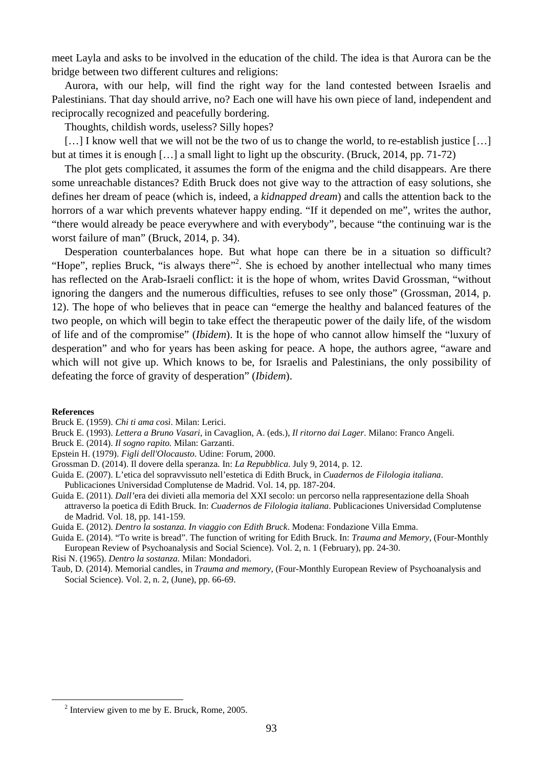meet Layla and asks to be involved in the education of the child. The idea is that Aurora can be the bridge between two different cultures and religions:

Aurora, with our help, will find the right way for the land contested between Israelis and Palestinians. That day should arrive, no? Each one will have his own piece of land, independent and reciprocally recognized and peacefully bordering.

Thoughts, childish words, useless? Silly hopes?

[…] I know well that we will not be the two of us to change the world, to re-establish justice […] but at times it is enough […] a small light to light up the obscurity. (Bruck, 2014, pp. 71-72)

The plot gets complicated, it assumes the form of the enigma and the child disappears. Are there some unreachable distances? Edith Bruck does not give way to the attraction of easy solutions, she defines her dream of peace (which is, indeed, a *kidnapped dream*) and calls the attention back to the horrors of a war which prevents whatever happy ending. "If it depended on me", writes the author, "there would already be peace everywhere and with everybody", because "the continuing war is the worst failure of man" (Bruck, 2014, p. 34).

Desperation counterbalances hope. But what hope can there be in a situation so difficult? "Hope", replies Bruck, "is always there"[2]. She is echoed by another intellectual who many times has reflected on the Arab-Israeli conflict: it is the hope of whom, writes David Grossman, "without ignoring the dangers and the numerous difficulties, refuses to see only those" (Grossman, 2014, p. 12). The hope of who believes that in peace can "emerge the healthy and balanced features of the two people, on which will begin to take effect the therapeutic power of the daily life, of the wisdom of life and of the compromise" (*Ibidem*). It is the hope of who cannot allow himself the "luxury of desperation" and who for years has been asking for peace. A hope, the authors agree, "aware and which will not give up. Which knows to be, for Israelis and Palestinians, the only possibility of defeating the force of gravity of desperation" (*Ibidem*).

**References**

Bruck E. (1959). *Chi ti ama così*. Milan: Lerici.

Bruck E. (1993). *Lettera a Bruno Vasari*, in Cavaglion, A. (eds.), *Il ritorno dai Lager*. Milano: Franco Angeli.

Bruck E. (2014). *Il sogno rapito.* Milan: Garzanti.

Epstein H. (1979). *Figli dell'Olocausto.* Udine: Forum, 2000.

Grossman D. (2014). Il dovere della speranza. In: *La Repubblica*. July 9, 2014, p. 12.

Guida E. (2007). L'etica del sopravvissuto nell'estetica di Edith Bruck, in *Cuadernos de Filologia italiana*. Publicaciones Universidad Complutense de Madrid. Vol. 14, pp. 187-204.

Guida E. (2011). *Dall'*era dei divieti alla memoria del XXI secolo: un percorso nella rappresentazione della Shoah attraverso la poetica di Edith Bruck. In: *Cuadernos de Filologia italiana*. Publicaciones Universidad Complutense de Madrid. Vol. 18, pp. 141-159.

Guida E. (2012). *Dentro la sostanza. In viaggio con Edith Bruck*. Modena: Fondazione Villa Emma.

Guida E. (2014). "To write is bread". The function of writing for Edith Bruck. In: *Trauma and Memory*, (Four-Monthly European Review of Psychoanalysis and Social Science). Vol. 2, n. 1 (February), pp. 24-30.

Risi N. (1965). *Dentro la sostanza.* Milan: Mondadori.

Taub, D. (2014). Memorial candles, in *Trauma and memory,* (Four-Monthly European Review of Psychoanalysis and Social Science). Vol. 2, n. 2, (June), pp. 66-69.

[2] Interview given to me by E. Bruck, Rome, 2005.